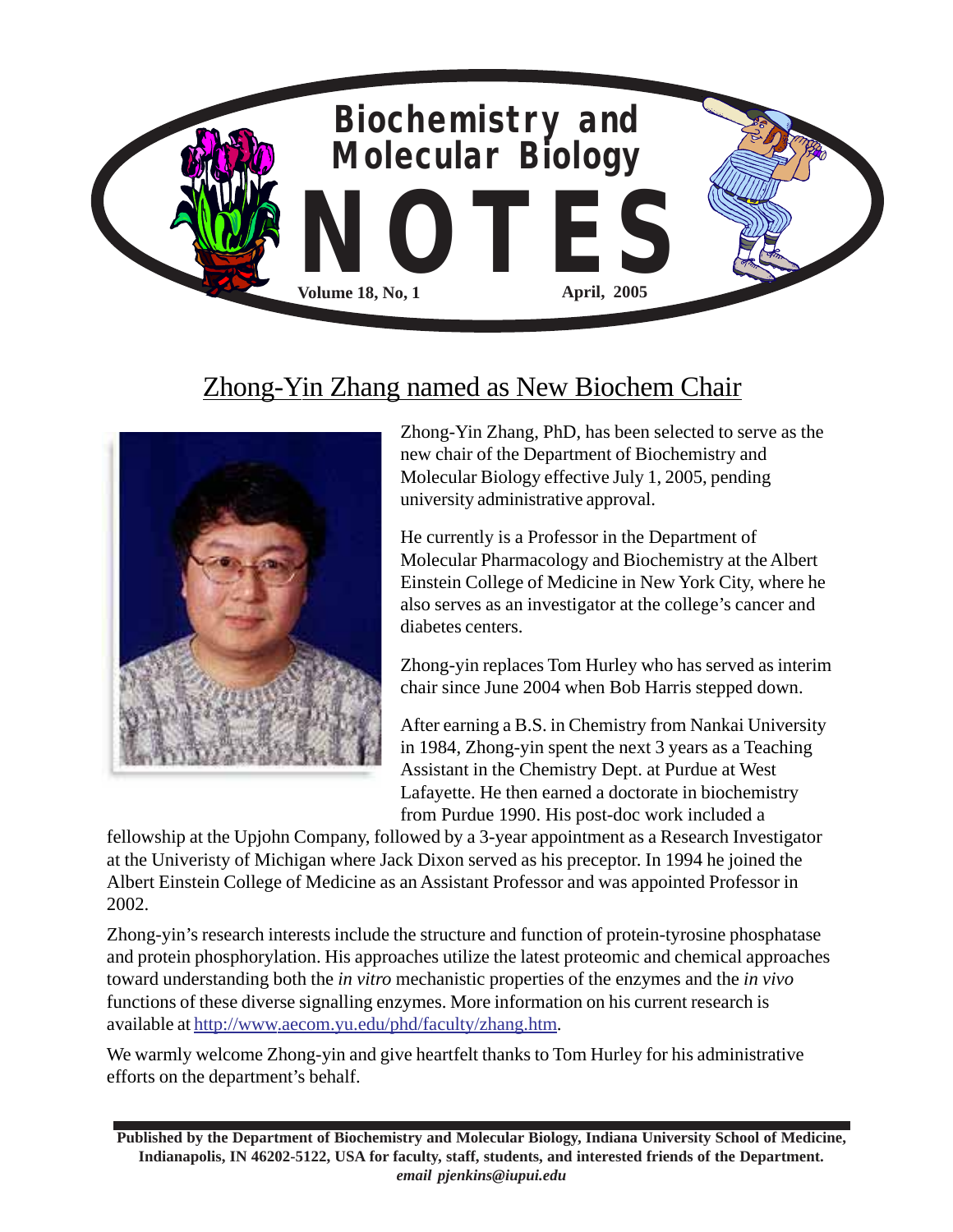# Biochemistry and Molecular Biology NOTES

Volume 18, No, 1 April, 2005

## Zhong-Yin Zhang named as New Biochem Chair

Zhong-Yin Zhang, PhD, has been selected to serve as the new chair of the Department of Biochemistry and Molecular Biology effective July 1, 2005, pending university administrative approval.

He currently is a Professor in the Department of Molecular Pharmacology and Biochemistry at the Albert Einstein College of Medicine in New York City, where he also serves as an investigator at the college's cancer and diabetes centers.

Zhong-yin replaces Tom Hurley who has served as interim chair since June 2004 when Bob Harris stepped down.

After earning a B.S. in Chemistry from Nankai University in 1984, Zhong-yin spent the next 3 years as a Teaching Assistant in the Chemistry Dept. at Purdue at West Lafayette. He then earned a doctorate in biochemistry from Purdue 1990. His post-doc work included a fellowship at the Upjohn Company, followed by a 3-year appointment as a Research Investigator at the Univeristy of Michigan where Jack Dixon served as his preceptor. In 1994 he joined the Albert Einstein College of Medicine as an Assistant Professor and was appointed Professor in 2002.

Zhong-yin's research interests include the structure and function of protein-tyrosine phosphatase and protein phosphorylation. His approaches utilize the latest proteomic and chemical approaches toward understanding both the *in vitro* mechanistic properties of the enzymes and the *in vivo* functions of these diverse signalling enzymes. More information on his current research is available at [http://www.aecom.yu.edu/phd/faculty/zhang.htm](http://www.aecom.yu.edu/phd/faculty/zhang.htm).

We warmly welcome Zhong-yin and give heartfelt thanks to Tom Hurley for his administrative efforts on the department's behalf.

**Published by the Department of Biochemistry and Molecular Biology, Indiana University School of Medicine, Indianapolis, IN 46202-5122, USA for faculty, staff, students, and interested friends of the Department.**
***email pjenkins@iupui.edu***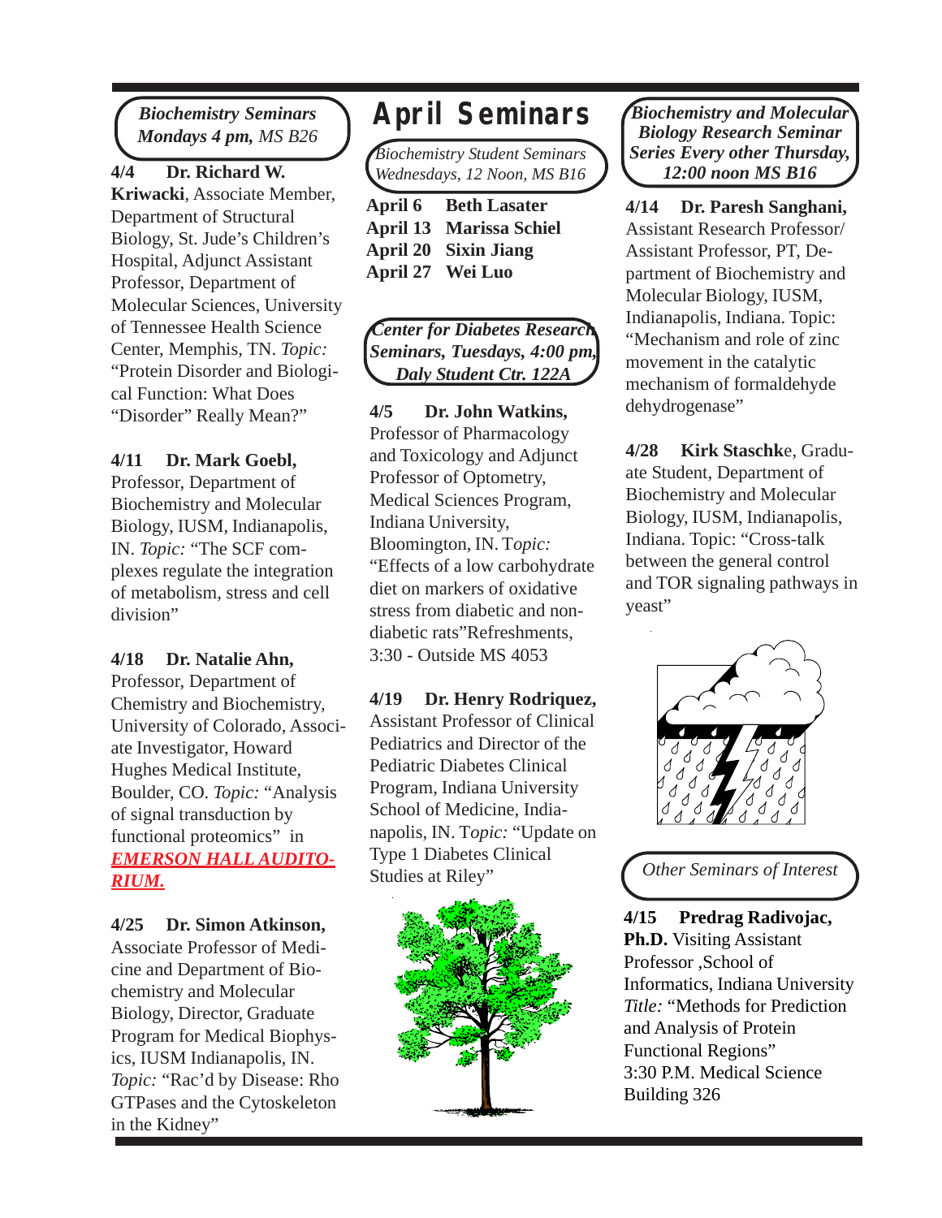# April Seminars

*Biochemistry Seminars*
***Mondays 4 pm,*** *MS B26*

**4/4 Dr. Richard W. Kriwacki**, Associate Member, Department of Structural Biology, St. Jude's Children's Hospital, Adjunct Assistant Professor, Department of Molecular Sciences, University of Tennessee Health Science Center, Memphis, TN. *Topic:* "Protein Disorder and Biological Function: What Does "Disorder" Really Mean?"

**4/11 Dr. Mark Goebl,** Professor, Department of Biochemistry and Molecular Biology, IUSM, Indianapolis, IN. *Topic:* "The SCF complexes regulate the integration of metabolism, stress and cell division"

**4/18 Dr. Natalie Ahn,** Professor, Department of Chemistry and Biochemistry, University of Colorado, Associate Investigator, Howard Hughes Medical Institute, Boulder, CO. *Topic:* "Analysis of signal transduction by functional proteomics" in ***EMERSON HALL AUDITORIUM.***

**4/25 Dr. Simon Atkinson,** Associate Professor of Medicine and Department of Biochemistry and Molecular Biology, Director, Graduate Program for Medical Biophysics, IUSM Indianapolis, IN. *Topic:* "Rac'd by Disease: Rho GTPases and the Cytoskeleton in the Kidney"

*Biochemistry Student Seminars*
*Wednesdays, 12 Noon, MS B16*

**April 6 Beth Lasater**
**April 13 Marissa Schiel**
**April 20 Sixin Jiang**
**April 27 Wei Luo**

***Center for Diabetes Research Seminars, Tuesdays, 4:00 pm, Daly Student Ctr. 122A***

**4/5 Dr. John Watkins,** Professor of Pharmacology and Toxicology and Adjunct Professor of Optometry, Medical Sciences Program, Indiana University, Bloomington, IN. T*opic:* "Effects of a low carbohydrate diet on markers of oxidative stress from diabetic and non-diabetic rats"Refreshments, 3:30 - Outside MS 4053

**4/19 Dr. Henry Rodriquez,** Assistant Professor of Clinical Pediatrics and Director of the Pediatric Diabetes Clinical Program, Indiana University School of Medicine, Indianapolis, IN. T*opic:* "Update on Type 1 Diabetes Clinical Studies at Riley"

***Biochemistry and Molecular Biology Research Seminar Series Every other Thursday, 12:00 noon MS B16***

**4/14 Dr. Paresh Sanghani,** Assistant Research Professor/ Assistant Professor, PT, Department of Biochemistry and Molecular Biology, IUSM, Indianapolis, Indiana. Topic: "Mechanism and role of zinc movement in the catalytic mechanism of formaldehyde dehydrogenase"

**4/28 Kirk Staschk**e, Graduate Student, Department of Biochemistry and Molecular Biology, IUSM, Indianapolis, Indiana. Topic: "Cross-talk between the general control and TOR signaling pathways in yeast"

*Other Seminars of Interest*

**4/15 Predrag Radivojac, Ph.D.** Visiting Assistant Professor ,School of Informatics, Indiana University *Title:* "Methods for Prediction and Analysis of Protein Functional Regions" 3:30 P.M. Medical Science Building 326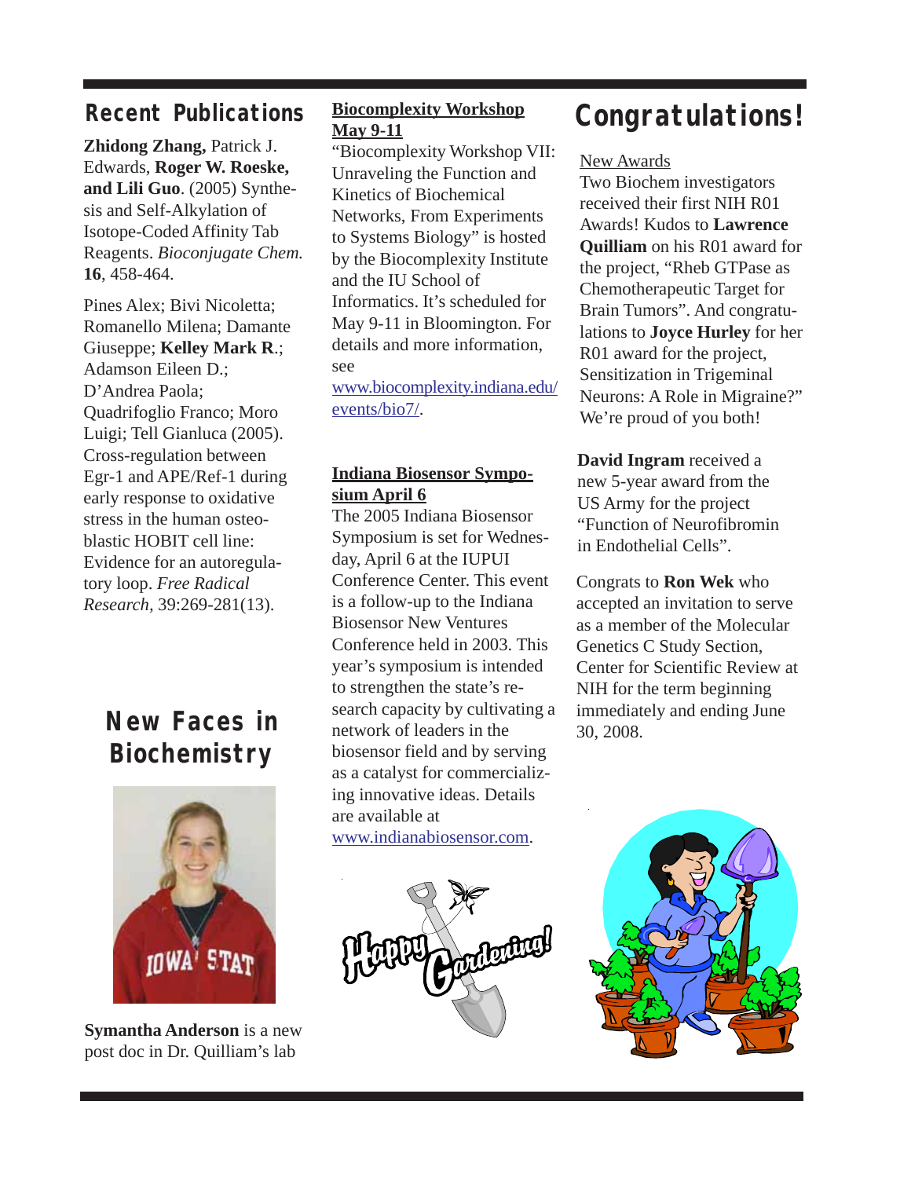## Recent Publications

**Zhidong Zhang,** Patrick J. Edwards, **Roger W. Roeske, and Lili Guo**. (2005) Synthesis and Self-Alkylation of Isotope-Coded Affinity Tab Reagents. *Bioconjugate Chem.* **16**, 458-464.

Pines Alex; Bivi Nicoletta; Romanello Milena; Damante Giuseppe; **Kelley Mark R**.; Adamson Eileen D.; D'Andrea Paola; Quadrifoglio Franco; Moro Luigi; Tell Gianluca (2005). Cross-regulation between Egr-1 and APE/Ref-1 during early response to oxidative stress in the human osteoblastic HOBIT cell line: Evidence for an autoregulatory loop. *Free Radical Research*, 39:269-281(13).

## New Faces in Biochemistry

**Symantha Anderson** is a new post doc in Dr. Quilliam's lab

**Biocomplexity Workshop May 9-11**

"Biocomplexity Workshop VII: Unraveling the Function and Kinetics of Biochemical Networks, From Experiments to Systems Biology" is hosted by the Biocomplexity Institute and the IU School of Informatics. It's scheduled for May 9-11 in Bloomington. For details and more information, see www.biocomplexity.indiana.edu/events/bio7/.

**Indiana Biosensor Symposium April 6**

The 2005 Indiana Biosensor Symposium is set for Wednesday, April 6 at the IUPUI Conference Center. This event is a follow-up to the Indiana Biosensor New Ventures Conference held in 2003. This year's symposium is intended to strengthen the state's research capacity by cultivating a network of leaders in the biosensor field and by serving as a catalyst for commercializing innovative ideas. Details are available at www.indianabiosensor.com.

Happy Gardening!

## Congratulations!

New Awards

Two Biochem investigators received their first NIH R01 Awards! Kudos to **Lawrence Quilliam** on his R01 award for the project, "Rheb GTPase as Chemotherapeutic Target for Brain Tumors". And congratulations to **Joyce Hurley** for her R01 award for the project, Sensitization in Trigeminal Neurons: A Role in Migraine?" We're proud of you both!

**David Ingram** received a new 5-year award from the US Army for the project "Function of Neurofibromin in Endothelial Cells".

Congrats to **Ron Wek** who accepted an invitation to serve as a member of the Molecular Genetics C Study Section, Center for Scientific Review at NIH for the term beginning immediately and ending June 30, 2008.